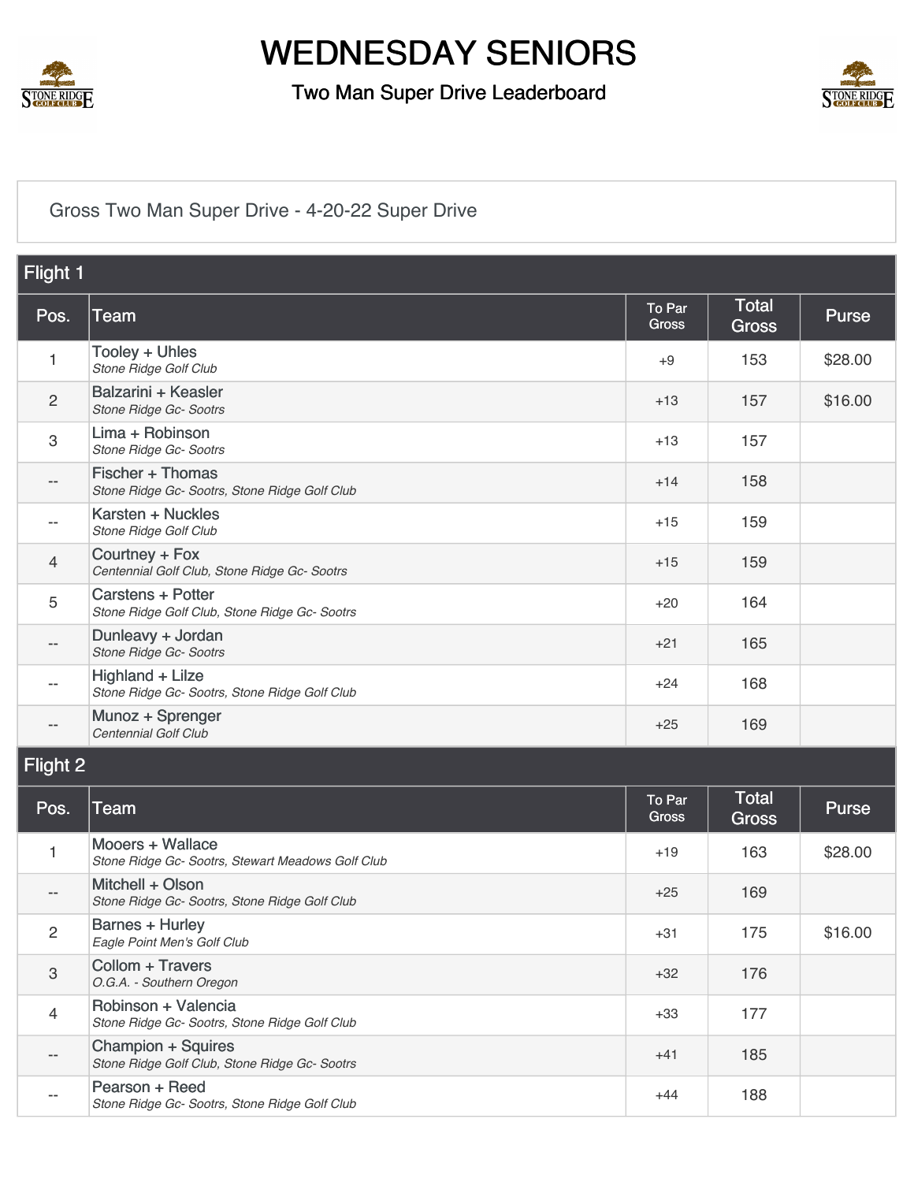# WEDNESDAY SENIORS

## Two Man Super Drive Leaderboard

Gross Two Man Super Drive - 4-20-22 Super Drive

### Flight 1

| Pos. | Team | To Par Gross | Total Gross | Purse |
|---|---|---|---|---|
| 1 | Tooley + Uhles<br>*Stone Ridge Golf Club* | +9 | 153 | $28.00 |
| 2 | Balzarini + Keasler<br>*Stone Ridge Gc- Sootrs* | +13 | 157 | $16.00 |
| 3 | Lima + Robinson<br>*Stone Ridge Gc- Sootrs* | +13 | 157 | |
| -- | Fischer + Thomas<br>*Stone Ridge Gc- Sootrs, Stone Ridge Golf Club* | +14 | 158 | |
| -- | Karsten + Nuckles<br>*Stone Ridge Golf Club* | +15 | 159 | |
| 4 | Courtney + Fox<br>*Centennial Golf Club, Stone Ridge Gc- Sootrs* | +15 | 159 | |
| 5 | Carstens + Potter<br>*Stone Ridge Golf Club, Stone Ridge Gc- Sootrs* | +20 | 164 | |
| -- | Dunleavy + Jordan<br>*Stone Ridge Gc- Sootrs* | +21 | 165 | |
| -- | Highland + Lilze<br>*Stone Ridge Gc- Sootrs, Stone Ridge Golf Club* | +24 | 168 | |
| -- | Munoz + Sprenger<br>*Centennial Golf Club* | +25 | 169 | |

### Flight 2

| Pos. | Team | To Par Gross | Total Gross | Purse |
|---|---|---|---|---|
| 1 | Mooers + Wallace<br>*Stone Ridge Gc- Sootrs, Stewart Meadows Golf Club* | +19 | 163 | $28.00 |
| -- | Mitchell + Olson<br>*Stone Ridge Gc- Sootrs, Stone Ridge Golf Club* | +25 | 169 | |
| 2 | Barnes + Hurley<br>*Eagle Point Men's Golf Club* | +31 | 175 | $16.00 |
| 3 | Collom + Travers<br>*O.G.A. - Southern Oregon* | +32 | 176 | |
| 4 | Robinson + Valencia<br>*Stone Ridge Gc- Sootrs, Stone Ridge Golf Club* | +33 | 177 | |
| -- | Champion + Squires<br>*Stone Ridge Golf Club, Stone Ridge Gc- Sootrs* | +41 | 185 | |
| -- | Pearson + Reed<br>*Stone Ridge Gc- Sootrs, Stone Ridge Golf Club* | +44 | 188 | |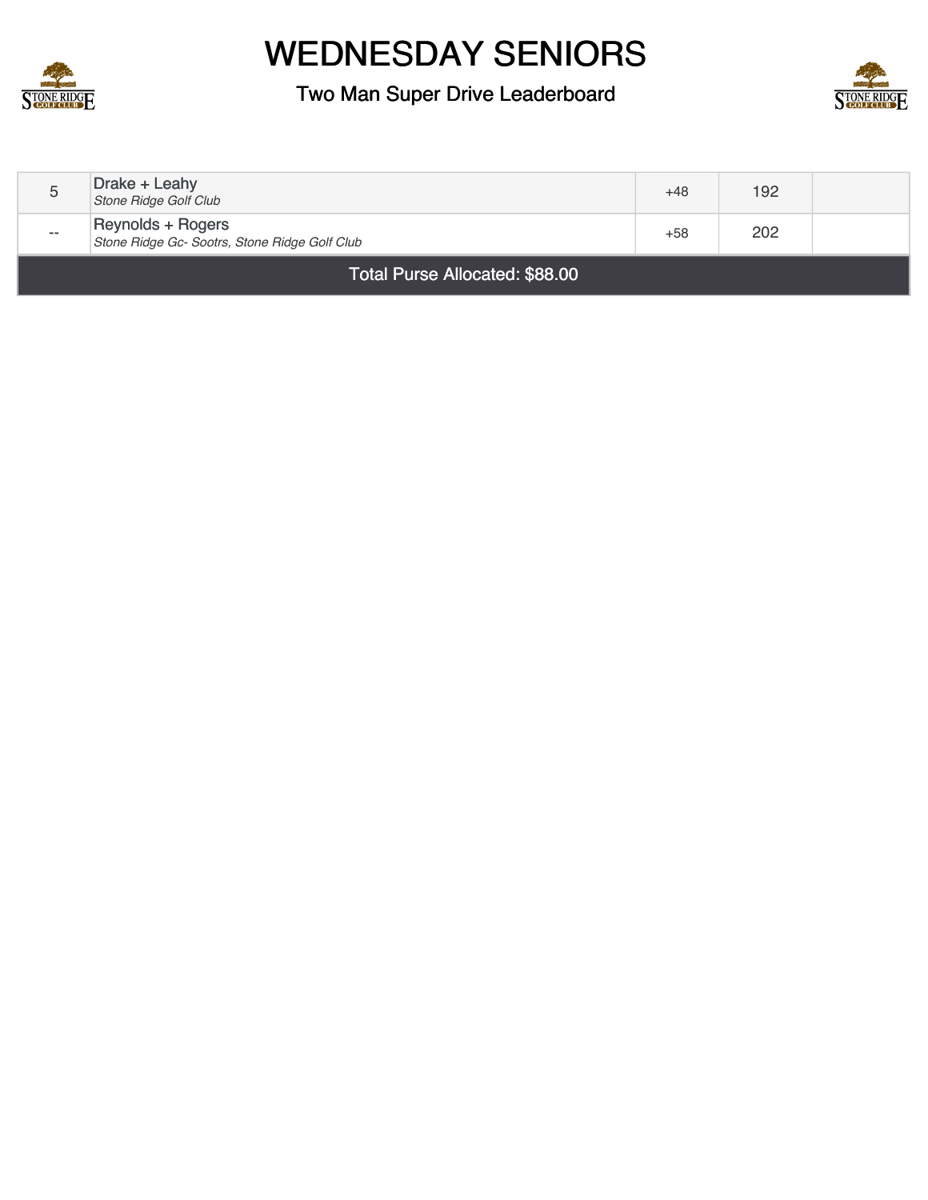# WEDNESDAY SENIORS

## Two Man Super Drive Leaderboard

| | | | | |
|---|---|---|---|---|
| 5 | Drake + Leahy<br>*Stone Ridge Golf Club* | +48 | 192 | |
| -- | Reynolds + Rogers<br>*Stone Ridge Gc- Sootrs, Stone Ridge Golf Club* | +58 | 202 | |

Total Purse Allocated: $88.00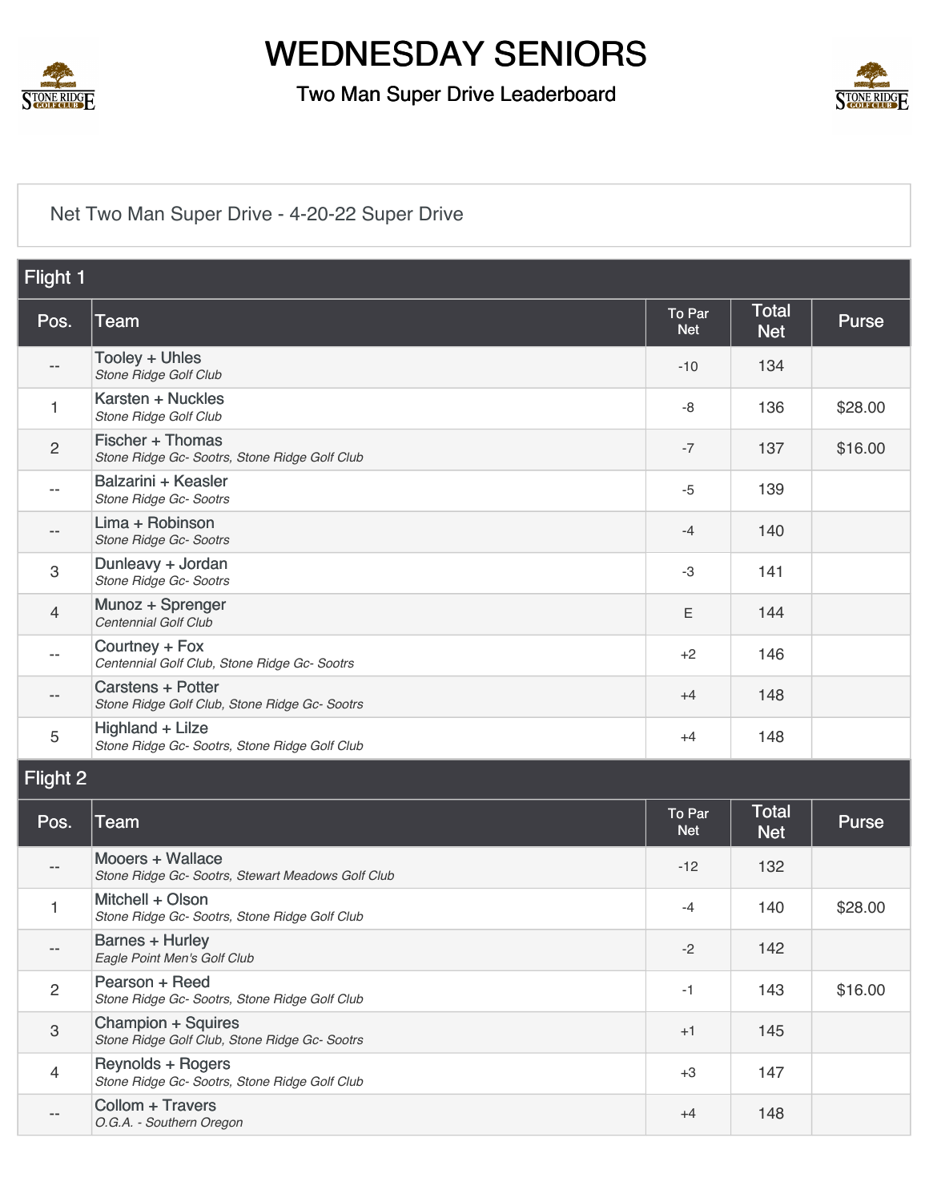# WEDNESDAY SENIORS

## Two Man Super Drive Leaderboard

Net Two Man Super Drive - 4-20-22 Super Drive

### Flight 1

| Pos. | Team | To Par Net | Total Net | Purse |
|---|---|---|---|---|
| -- | Tooley + Uhles<br>*Stone Ridge Golf Club* | -10 | 134 | |
| 1 | Karsten + Nuckles<br>*Stone Ridge Golf Club* | -8 | 136 | $28.00 |
| 2 | Fischer + Thomas<br>*Stone Ridge Gc- Sootrs, Stone Ridge Golf Club* | -7 | 137 | $16.00 |
| -- | Balzarini + Keasler<br>*Stone Ridge Gc- Sootrs* | -5 | 139 | |
| -- | Lima + Robinson<br>*Stone Ridge Gc- Sootrs* | -4 | 140 | |
| 3 | Dunleavy + Jordan<br>*Stone Ridge Gc- Sootrs* | -3 | 141 | |
| 4 | Munoz + Sprenger<br>*Centennial Golf Club* | E | 144 | |
| -- | Courtney + Fox<br>*Centennial Golf Club, Stone Ridge Gc- Sootrs* | +2 | 146 | |
| -- | Carstens + Potter<br>*Stone Ridge Golf Club, Stone Ridge Gc- Sootrs* | +4 | 148 | |
| 5 | Highland + Lilze<br>*Stone Ridge Gc- Sootrs, Stone Ridge Golf Club* | +4 | 148 | |

### Flight 2

| Pos. | Team | To Par Net | Total Net | Purse |
|---|---|---|---|---|
| -- | Mooers + Wallace<br>*Stone Ridge Gc- Sootrs, Stewart Meadows Golf Club* | -12 | 132 | |
| 1 | Mitchell + Olson<br>*Stone Ridge Gc- Sootrs, Stone Ridge Golf Club* | -4 | 140 | $28.00 |
| -- | Barnes + Hurley<br>*Eagle Point Men's Golf Club* | -2 | 142 | |
| 2 | Pearson + Reed<br>*Stone Ridge Gc- Sootrs, Stone Ridge Golf Club* | -1 | 143 | $16.00 |
| 3 | Champion + Squires<br>*Stone Ridge Golf Club, Stone Ridge Gc- Sootrs* | +1 | 145 | |
| 4 | Reynolds + Rogers<br>*Stone Ridge Gc- Sootrs, Stone Ridge Golf Club* | +3 | 147 | |
| -- | Collom + Travers<br>*O.G.A. - Southern Oregon* | +4 | 148 | |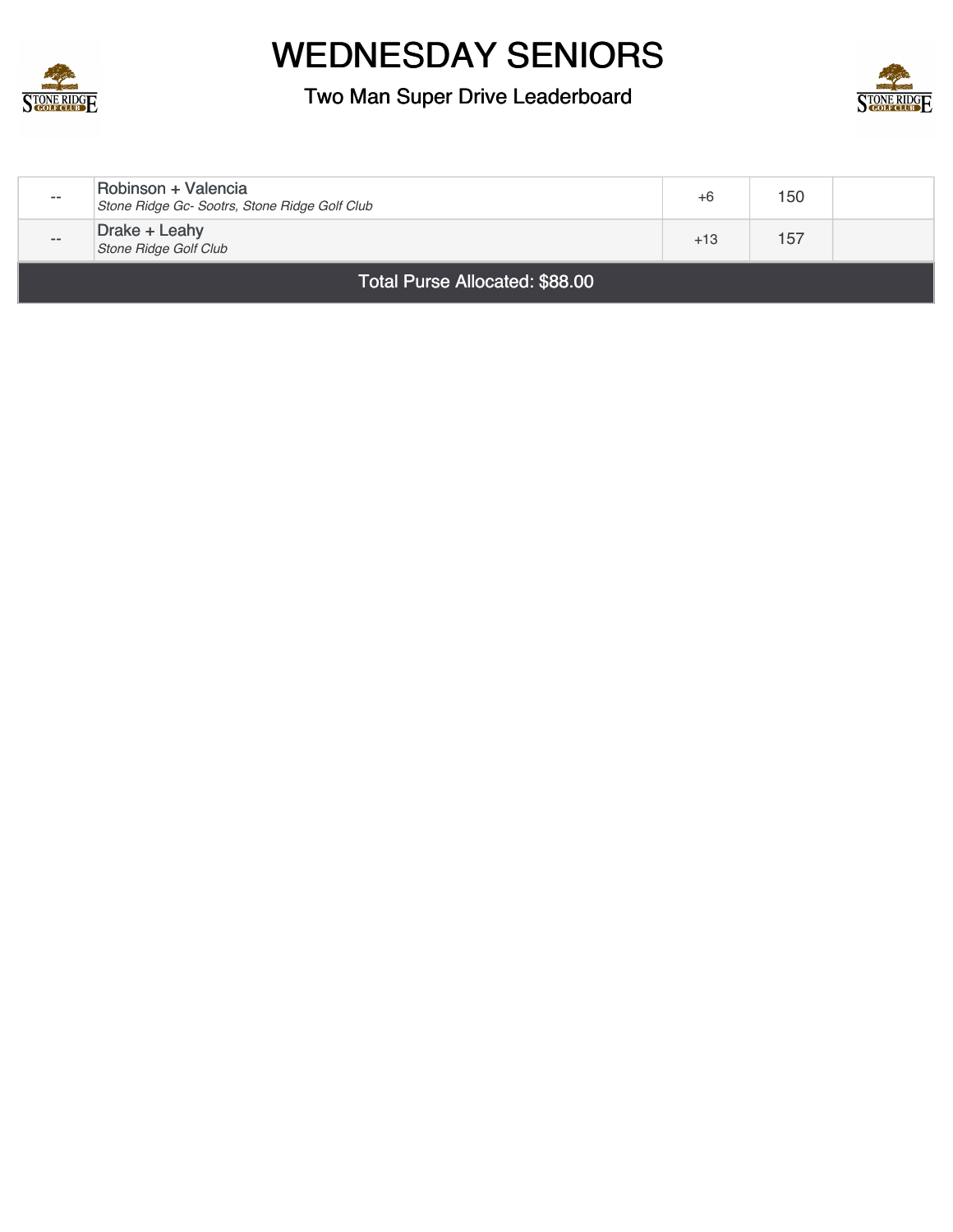# WEDNESDAY SENIORS

## Two Man Super Drive Leaderboard

| | | | | |
|---|---|---|---|---|
| -- | Robinson + Valencia<br>*Stone Ridge Gc- Sootrs, Stone Ridge Golf Club* | +6 | 150 | |
| -- | Drake + Leahy<br>*Stone Ridge Golf Club* | +13 | 157 | |

**Total Purse Allocated: $88.00**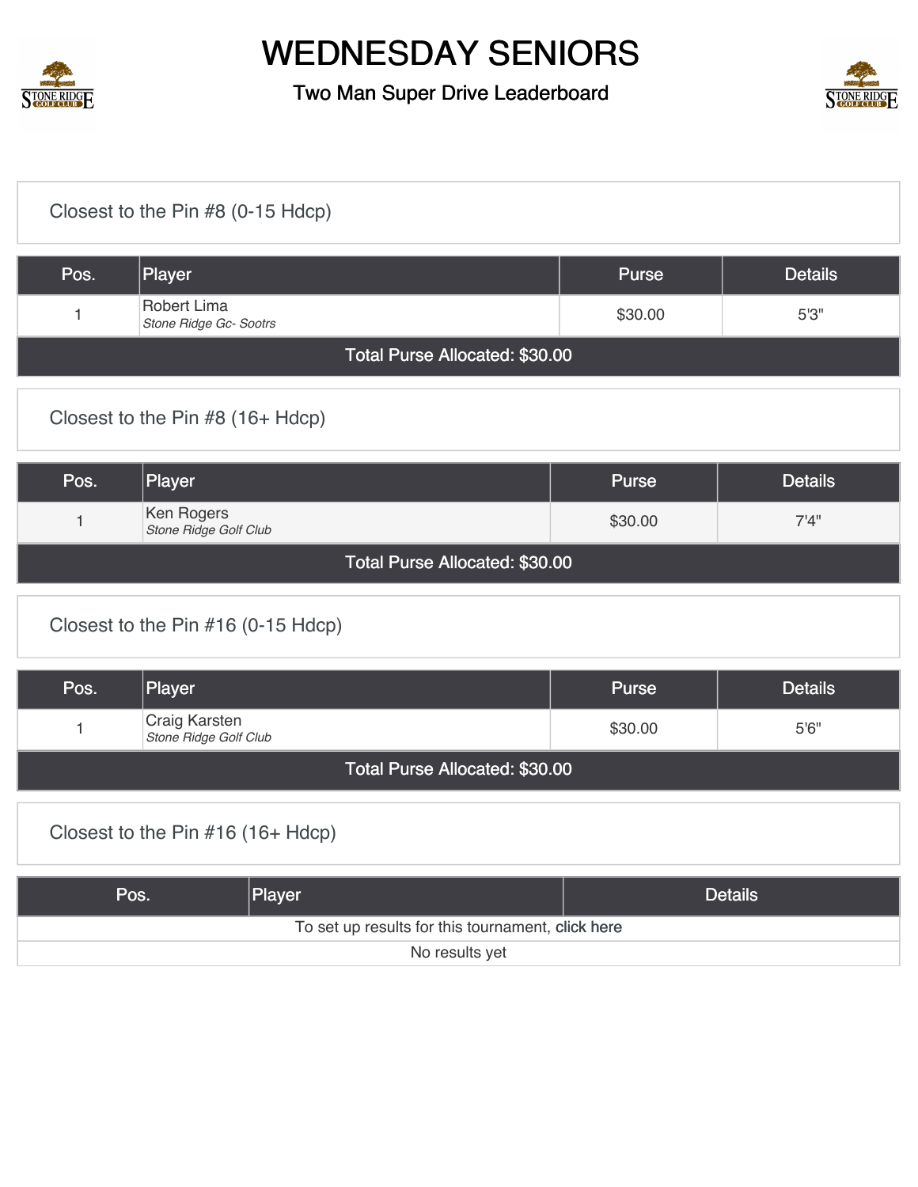# WEDNESDAY SENIORS

## Two Man Super Drive Leaderboard

### Closest to the Pin #8 (0-15 Hdcp)

| Pos. | Player | Purse | Details |
|---|---|---|---|
| 1 | Robert Lima<br>*Stone Ridge Gc- Sootrs* | $30.00 | 5'3" |
| Total Purse Allocated: $30.00 | | | |

### Closest to the Pin #8 (16+ Hdcp)

| Pos. | Player | Purse | Details |
|---|---|---|---|
| 1 | Ken Rogers<br>*Stone Ridge Golf Club* | $30.00 | 7'4" |
| Total Purse Allocated: $30.00 | | | |

### Closest to the Pin #16 (0-15 Hdcp)

| Pos. | Player | Purse | Details |
|---|---|---|---|
| 1 | Craig Karsten<br>*Stone Ridge Golf Club* | $30.00 | 5'6" |
| Total Purse Allocated: $30.00 | | | |

### Closest to the Pin #16 (16+ Hdcp)

| Pos. | Player | Details |
|---|---|---|
| To set up results for this tournament, click here | | |
| No results yet | | |